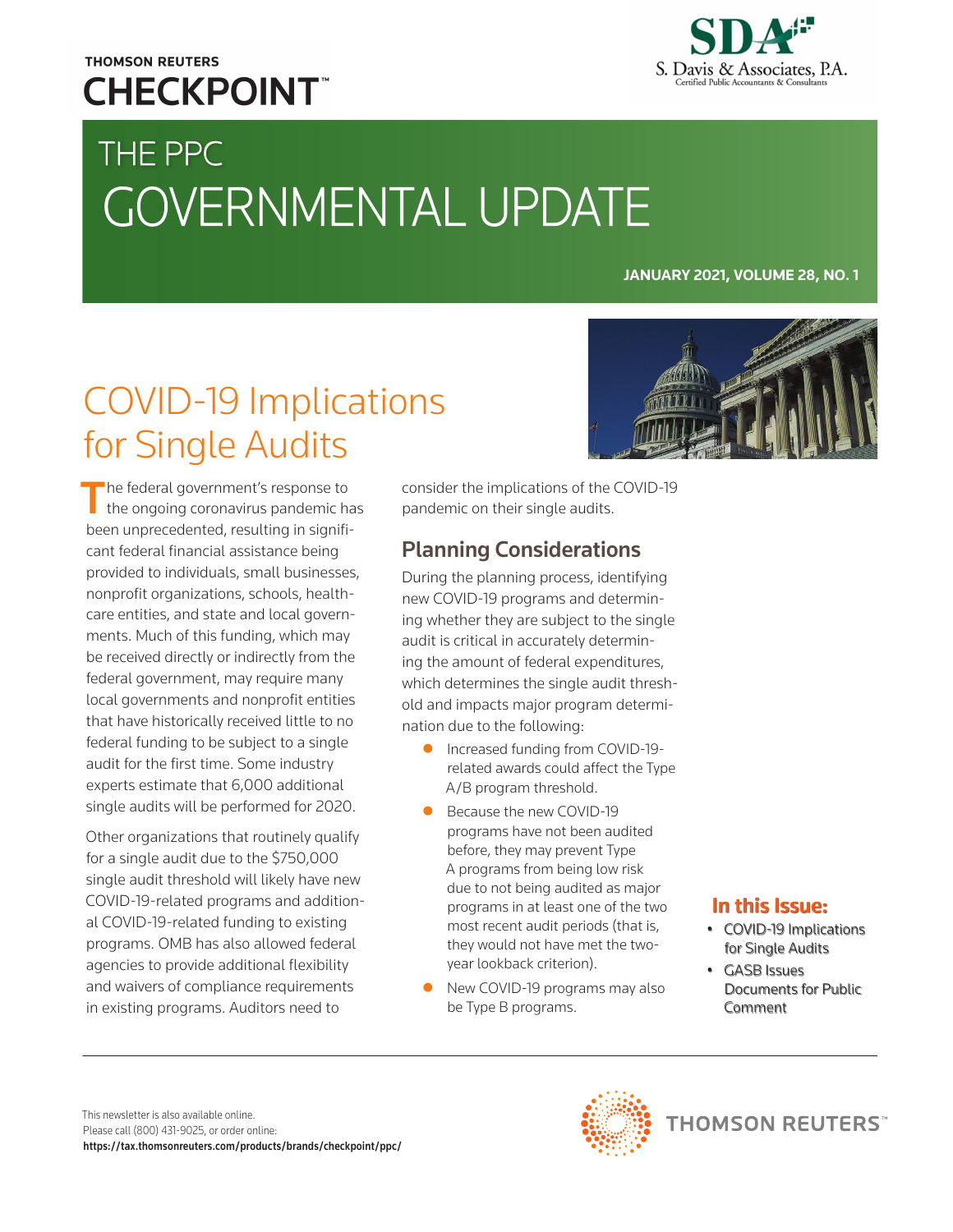THOMSON REUTERS
CHECKPOINT™

SDA
S. Davis & Associates, P.A.
Certified Public Accountants & Consultants

# THE PPC GOVERNMENTAL UPDATE

**JANUARY 2021, VOLUME 28, NO. 1**

## COVID-19 Implications for Single Audits

The federal government's response to the ongoing coronavirus pandemic has been unprecedented, resulting in significant federal financial assistance being provided to individuals, small businesses, nonprofit organizations, schools, healthcare entities, and state and local governments. Much of this funding, which may be received directly or indirectly from the federal government, may require many local governments and nonprofit entities that have historically received little to no federal funding to be subject to a single audit for the first time. Some industry experts estimate that 6,000 additional single audits will be performed for 2020.

Other organizations that routinely qualify for a single audit due to the $750,000 single audit threshold will likely have new COVID-19-related programs and additional COVID-19-related funding to existing programs. OMB has also allowed federal agencies to provide additional flexibility and waivers of compliance requirements in existing programs. Auditors need to consider the implications of the COVID-19 pandemic on their single audits.

### Planning Considerations

During the planning process, identifying new COVID-19 programs and determining whether they are subject to the single audit is critical in accurately determining the amount of federal expenditures, which determines the single audit threshold and impacts major program determination due to the following:

- Increased funding from COVID-19-related awards could affect the Type A/B program threshold.
- Because the new COVID-19 programs have not been audited before, they may prevent Type A programs from being low risk due to not being audited as major programs in at least one of the two most recent audit periods (that is, they would not have met the two-year lookback criterion).
- New COVID-19 programs may also be Type B programs.

**In this Issue:**

- COVID-19 Implications for Single Audits
- GASB Issues Documents for Public Comment

This newsletter is also available online.
Please call (800) 431-9025, or order online:
**https://tax.thomsonreuters.com/products/brands/checkpoint/ppc/**

THOMSON REUTERS™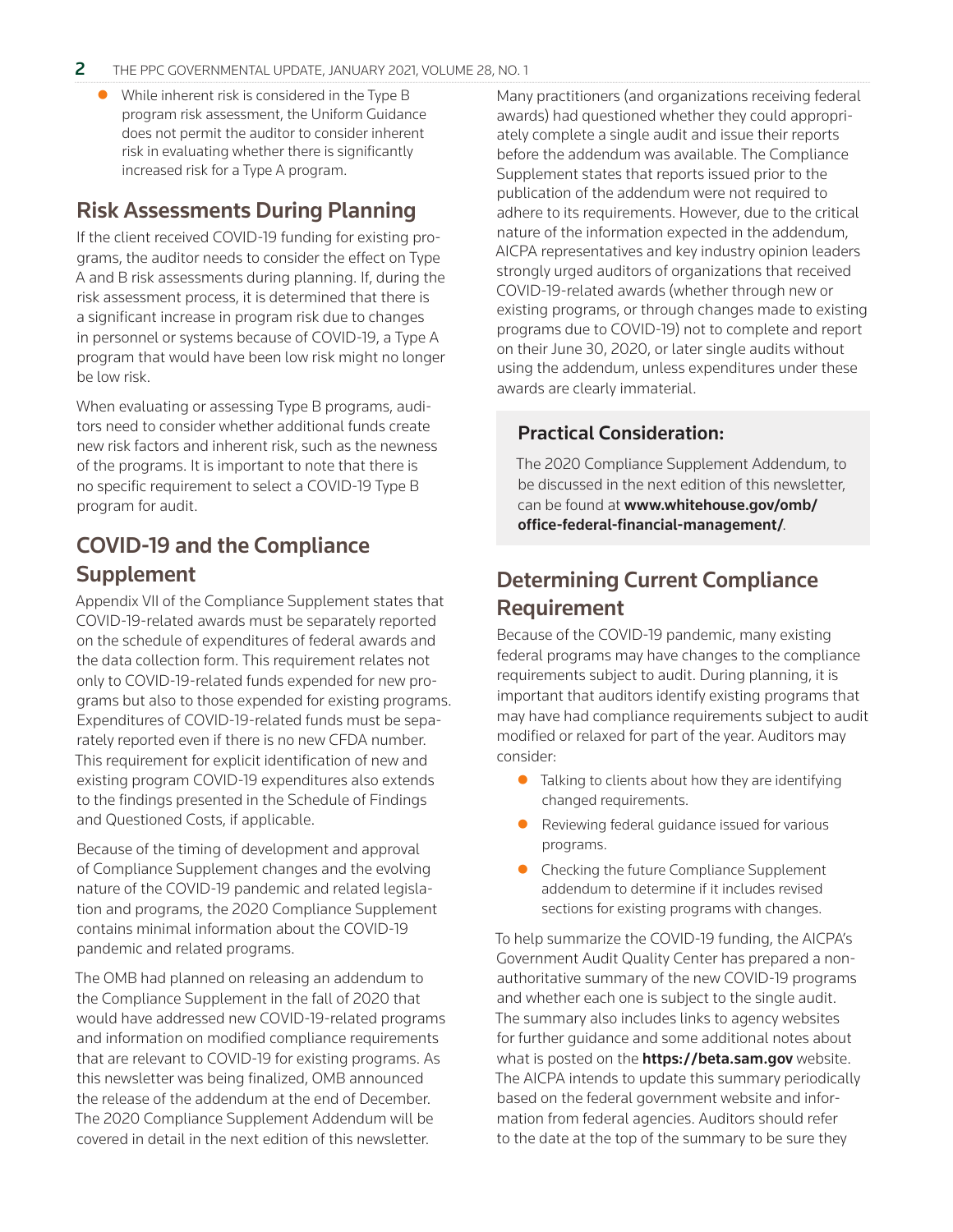- While inherent risk is considered in the Type B program risk assessment, the Uniform Guidance does not permit the auditor to consider inherent risk in evaluating whether there is significantly increased risk for a Type A program.

## Risk Assessments During Planning

If the client received COVID-19 funding for existing programs, the auditor needs to consider the effect on Type A and B risk assessments during planning. If, during the risk assessment process, it is determined that there is a significant increase in program risk due to changes in personnel or systems because of COVID-19, a Type A program that would have been low risk might no longer be low risk.

When evaluating or assessing Type B programs, auditors need to consider whether additional funds create new risk factors and inherent risk, such as the newness of the programs. It is important to note that there is no specific requirement to select a COVID-19 Type B program for audit.

## COVID-19 and the Compliance Supplement

Appendix VII of the Compliance Supplement states that COVID-19-related awards must be separately reported on the schedule of expenditures of federal awards and the data collection form. This requirement relates not only to COVID-19-related funds expended for new programs but also to those expended for existing programs. Expenditures of COVID-19-related funds must be separately reported even if there is no new CFDA number. This requirement for explicit identification of new and existing program COVID-19 expenditures also extends to the findings presented in the Schedule of Findings and Questioned Costs, if applicable.

Because of the timing of development and approval of Compliance Supplement changes and the evolving nature of the COVID-19 pandemic and related legislation and programs, the 2020 Compliance Supplement contains minimal information about the COVID-19 pandemic and related programs.

The OMB had planned on releasing an addendum to the Compliance Supplement in the fall of 2020 that would have addressed new COVID-19-related programs and information on modified compliance requirements that are relevant to COVID-19 for existing programs. As this newsletter was being finalized, OMB announced the release of the addendum at the end of December. The 2020 Compliance Supplement Addendum will be covered in detail in the next edition of this newsletter.

Many practitioners (and organizations receiving federal awards) had questioned whether they could appropriately complete a single audit and issue their reports before the addendum was available. The Compliance Supplement states that reports issued prior to the publication of the addendum were not required to adhere to its requirements. However, due to the critical nature of the information expected in the addendum, AICPA representatives and key industry opinion leaders strongly urged auditors of organizations that received COVID-19-related awards (whether through new or existing programs, or through changes made to existing programs due to COVID-19) not to complete and report on their June 30, 2020, or later single audits without using the addendum, unless expenditures under these awards are clearly immaterial.

### Practical Consideration:

The 2020 Compliance Supplement Addendum, to be discussed in the next edition of this newsletter, can be found at **www.whitehouse.gov/omb/office-federal-financial-management/**.

## Determining Current Compliance Requirement

Because of the COVID-19 pandemic, many existing federal programs may have changes to the compliance requirements subject to audit. During planning, it is important that auditors identify existing programs that may have had compliance requirements subject to audit modified or relaxed for part of the year. Auditors may consider:

- Talking to clients about how they are identifying changed requirements.
- Reviewing federal guidance issued for various programs.
- Checking the future Compliance Supplement addendum to determine if it includes revised sections for existing programs with changes.

To help summarize the COVID-19 funding, the AICPA's Government Audit Quality Center has prepared a non-authoritative summary of the new COVID-19 programs and whether each one is subject to the single audit. The summary also includes links to agency websites for further guidance and some additional notes about what is posted on the **https://beta.sam.gov** website. The AICPA intends to update this summary periodically based on the federal government website and information from federal agencies. Auditors should refer to the date at the top of the summary to be sure they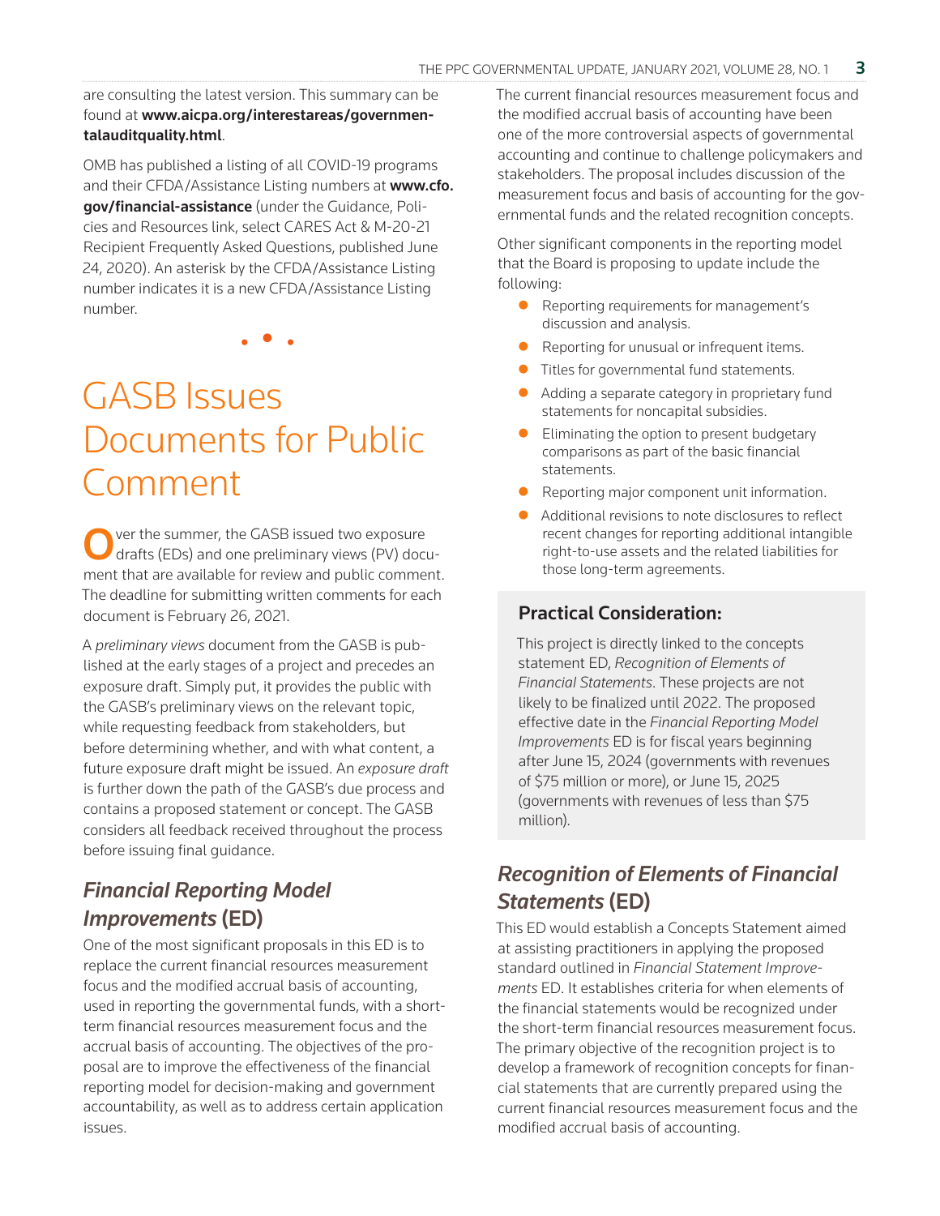are consulting the latest version. This summary can be found at **www.aicpa.org/interestareas/governmentalauditquality.html**.

OMB has published a listing of all COVID-19 programs and their CFDA/Assistance Listing numbers at **www.cfo.gov/financial-assistance** (under the Guidance, Policies and Resources link, select CARES Act & M-20-21 Recipient Frequently Asked Questions, published June 24, 2020). An asterisk by the CFDA/Assistance Listing number indicates it is a new CFDA/Assistance Listing number.

# GASB Issues Documents for Public Comment

Over the summer, the GASB issued two exposure drafts (EDs) and one preliminary views (PV) document that are available for review and public comment. The deadline for submitting written comments for each document is February 26, 2021.

A *preliminary views* document from the GASB is published at the early stages of a project and precedes an exposure draft. Simply put, it provides the public with the GASB's preliminary views on the relevant topic, while requesting feedback from stakeholders, but before determining whether, and with what content, a future exposure draft might be issued. An *exposure draft* is further down the path of the GASB's due process and contains a proposed statement or concept. The GASB considers all feedback received throughout the process before issuing final guidance.

## *Financial Reporting Model Improvements* (ED)

One of the most significant proposals in this ED is to replace the current financial resources measurement focus and the modified accrual basis of accounting, used in reporting the governmental funds, with a short-term financial resources measurement focus and the accrual basis of accounting. The objectives of the proposal are to improve the effectiveness of the financial reporting model for decision-making and government accountability, as well as to address certain application issues.

The current financial resources measurement focus and the modified accrual basis of accounting have been one of the more controversial aspects of governmental accounting and continue to challenge policymakers and stakeholders. The proposal includes discussion of the measurement focus and basis of accounting for the governmental funds and the related recognition concepts.

Other significant components in the reporting model that the Board is proposing to update include the following:

- Reporting requirements for management's discussion and analysis.
- Reporting for unusual or infrequent items.
- Titles for governmental fund statements.
- Adding a separate category in proprietary fund statements for noncapital subsidies.
- Eliminating the option to present budgetary comparisons as part of the basic financial statements.
- Reporting major component unit information.
- Additional revisions to note disclosures to reflect recent changes for reporting additional intangible right-to-use assets and the related liabilities for those long-term agreements.

> **Practical Consideration:**
>
> This project is directly linked to the concepts statement ED, *Recognition of Elements of Financial Statements*. These projects are not likely to be finalized until 2022. The proposed effective date in the *Financial Reporting Model Improvements* ED is for fiscal years beginning after June 15, 2024 (governments with revenues of $75 million or more), or June 15, 2025 (governments with revenues of less than $75 million).

## *Recognition of Elements of Financial Statements* (ED)

This ED would establish a Concepts Statement aimed at assisting practitioners in applying the proposed standard outlined in *Financial Statement Improvements* ED. It establishes criteria for when elements of the financial statements would be recognized under the short-term financial resources measurement focus. The primary objective of the recognition project is to develop a framework of recognition concepts for financial statements that are currently prepared using the current financial resources measurement focus and the modified accrual basis of accounting.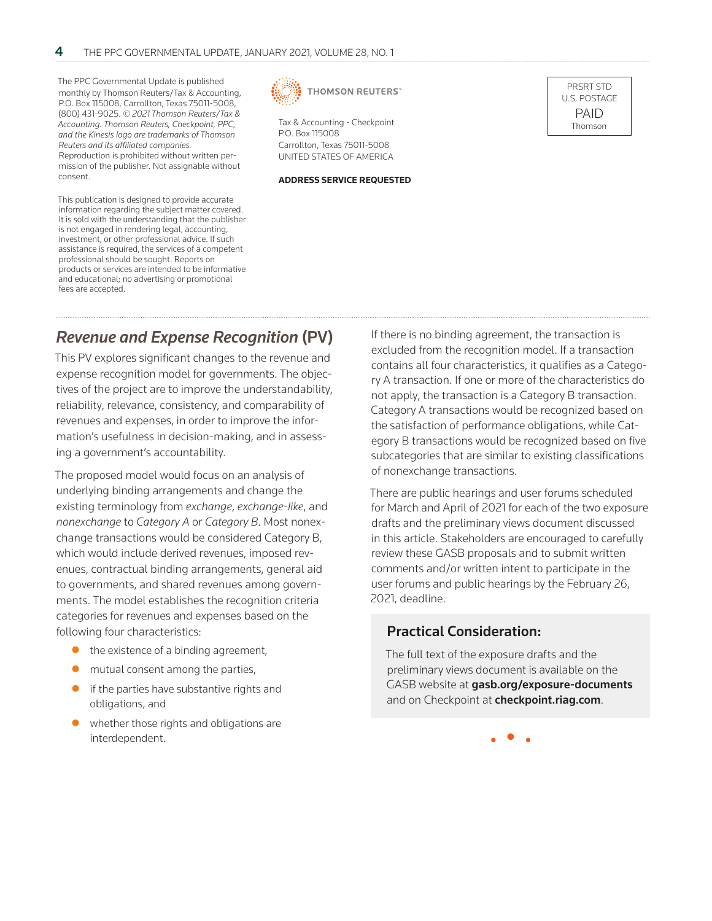The PPC Governmental Update is published monthly by Thomson Reuters/Tax & Accounting, P.O. Box 115008, Carrollton, Texas 75011-5008, (800) 431-9025. *© 2021 Thomson Reuters/Tax & Accounting. Thomson Reuters, Checkpoint, PPC, and the Kinesis logo are trademarks of Thomson Reuters and its affiliated companies.* Reproduction is prohibited without written permission of the publisher. Not assignable without consent.

This publication is designed to provide accurate information regarding the subject matter covered. It is sold with the understanding that the publisher is not engaged in rendering legal, accounting, investment, or other professional advice. If such assistance is required, the services of a competent professional should be sought. Reports on products or services are intended to be informative and educational; no advertising or promotional fees are accepted.

THOMSON REUTERS™

Tax & Accounting - Checkpoint
P.O. Box 115008
Carrollton, Texas 75011-5008
UNITED STATES OF AMERICA

**ADDRESS SERVICE REQUESTED**

PRSRT STD
U.S. POSTAGE
PAID
Thomson

## *Revenue and Expense Recognition* (PV)

This PV explores significant changes to the revenue and expense recognition model for governments. The objectives of the project are to improve the understandability, reliability, relevance, consistency, and comparability of revenues and expenses, in order to improve the information's usefulness in decision-making, and in assessing a government's accountability.

The proposed model would focus on an analysis of underlying binding arrangements and change the existing terminology from *exchange*, *exchange-like*, and *nonexchange* to *Category A* or *Category B*. Most nonexchange transactions would be considered Category B, which would include derived revenues, imposed revenues, contractual binding arrangements, general aid to governments, and shared revenues among governments. The model establishes the recognition criteria categories for revenues and expenses based on the following four characteristics:

- the existence of a binding agreement,
- mutual consent among the parties,
- if the parties have substantive rights and obligations, and
- whether those rights and obligations are interdependent.

If there is no binding agreement, the transaction is excluded from the recognition model. If a transaction contains all four characteristics, it qualifies as a Category A transaction. If one or more of the characteristics do not apply, the transaction is a Category B transaction. Category A transactions would be recognized based on the satisfaction of performance obligations, while Category B transactions would be recognized based on five subcategories that are similar to existing classifications of nonexchange transactions.

There are public hearings and user forums scheduled for March and April of 2021 for each of the two exposure drafts and the preliminary views document discussed in this article. Stakeholders are encouraged to carefully review these GASB proposals and to submit written comments and/or written intent to participate in the user forums and public hearings by the February 26, 2021, deadline.

### Practical Consideration:

The full text of the exposure drafts and the preliminary views document is available on the GASB website at **gasb.org/exposure-documents** and on Checkpoint at **checkpoint.riag.com**.